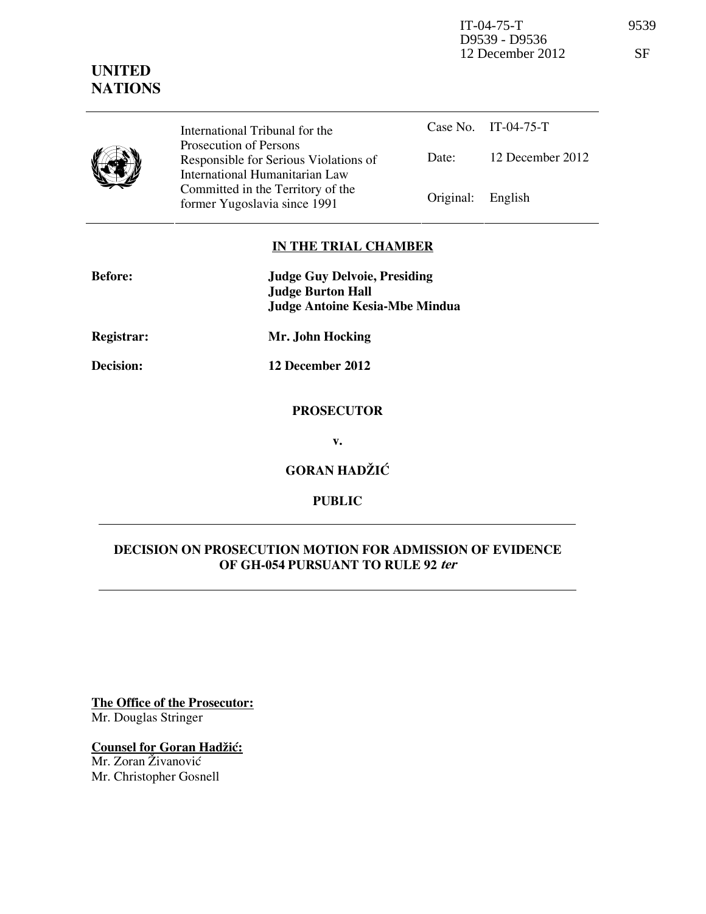IT-04-75-T 9539
D9539 - D9536
12 December 2012 SF

**UNITED NATIONS**

| International Tribunal for the Prosecution of Persons Responsible for Serious Violations of International Humanitarian Law Committed in the Territory of the former Yugoslavia since 1991 | Case No. | IT-04-75-T |
|---|---|---|
| | Date: | 12 December 2012 |
| | Original: | English |

**IN THE TRIAL CHAMBER**

**Before:** **Judge Guy Delvoie, Presiding**
**Judge Burton Hall**
**Judge Antoine Kesia-Mbe Mindua**

**Registrar:** **Mr. John Hocking**

**Decision:** **12 December 2012**

**PROSECUTOR**

**v.**

**GORAN HADŽIĆ**

**PUBLIC**

**DECISION ON PROSECUTION MOTION FOR ADMISSION OF EVIDENCE OF GH-054 PURSUANT TO RULE 92 *ter***

**The Office of the Prosecutor:**
Mr. Douglas Stringer

**Counsel for Goran Hadžić:**
Mr. Zoran Živanović
Mr. Christopher Gosnell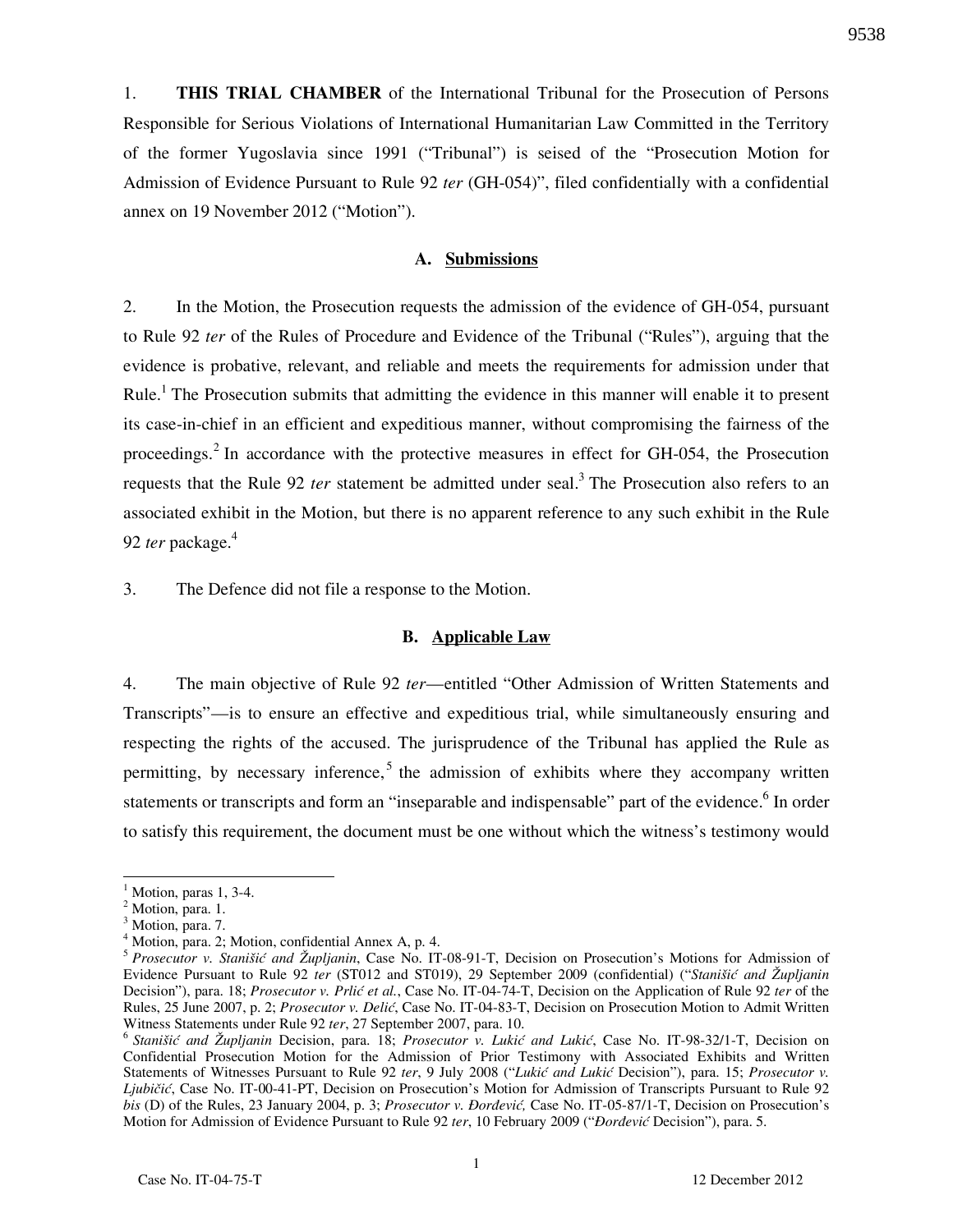1. **THIS TRIAL CHAMBER** of the International Tribunal for the Prosecution of Persons Responsible for Serious Violations of International Humanitarian Law Committed in the Territory of the former Yugoslavia since 1991 ("Tribunal") is seised of the "Prosecution Motion for Admission of Evidence Pursuant to Rule 92 *ter* (GH-054)", filed confidentially with a confidential annex on 19 November 2012 ("Motion").

### A. Submissions

2. In the Motion, the Prosecution requests the admission of the evidence of GH-054, pursuant to Rule 92 *ter* of the Rules of Procedure and Evidence of the Tribunal ("Rules"), arguing that the evidence is probative, relevant, and reliable and meets the requirements for admission under that Rule.[1] The Prosecution submits that admitting the evidence in this manner will enable it to present its case-in-chief in an efficient and expeditious manner, without compromising the fairness of the proceedings.[2] In accordance with the protective measures in effect for GH-054, the Prosecution requests that the Rule 92 *ter* statement be admitted under seal.[3] The Prosecution also refers to an associated exhibit in the Motion, but there is no apparent reference to any such exhibit in the Rule 92 *ter* package.[4]

3. The Defence did not file a response to the Motion.

### B. Applicable Law

4. The main objective of Rule 92 *ter*—entitled "Other Admission of Written Statements and Transcripts"—is to ensure an effective and expeditious trial, while simultaneously ensuring and respecting the rights of the accused. The jurisprudence of the Tribunal has applied the Rule as permitting, by necessary inference,[5] the admission of exhibits where they accompany written statements or transcripts and form an "inseparable and indispensable" part of the evidence.[6] In order to satisfy this requirement, the document must be one without which the witness's testimony would

---

[1] Motion, paras 1, 3-4.

[2] Motion, para. 1.

[3] Motion, para. 7.

[4] Motion, para. 2; Motion, confidential Annex A, p. 4.

[5] *Prosecutor v. Stanišić and Župljanin*, Case No. IT-08-91-T, Decision on Prosecution's Motions for Admission of Evidence Pursuant to Rule 92 *ter* (ST012 and ST019), 29 September 2009 (confidential) ("*Stanišić and Župljanin* Decision"), para. 18; *Prosecutor v. Prlić et al.*, Case No. IT-04-74-T, Decision on the Application of Rule 92 *ter* of the Rules, 25 June 2007, p. 2; *Prosecutor v. Delić*, Case No. IT-04-83-T, Decision on Prosecution Motion to Admit Written Witness Statements under Rule 92 *ter*, 27 September 2007, para. 10.

[6] *Stanišić and Župljanin* Decision, para. 18; *Prosecutor v. Lukić and Lukić*, Case No. IT-98-32/1-T, Decision on Confidential Prosecution Motion for the Admission of Prior Testimony with Associated Exhibits and Written Statements of Witnesses Pursuant to Rule 92 *ter*, 9 July 2008 ("*Lukić and Lukić* Decision"), para. 15; *Prosecutor v. Ljubičić*, Case No. IT-00-41-PT, Decision on Prosecution's Motion for Admission of Transcripts Pursuant to Rule 92 *bis* (D) of the Rules, 23 January 2004, p. 3; *Prosecutor v. Đorđević,* Case No. IT-05-87/1-T, Decision on Prosecution's Motion for Admission of Evidence Pursuant to Rule 92 *ter*, 10 February 2009 ("*Đorđević* Decision"), para. 5.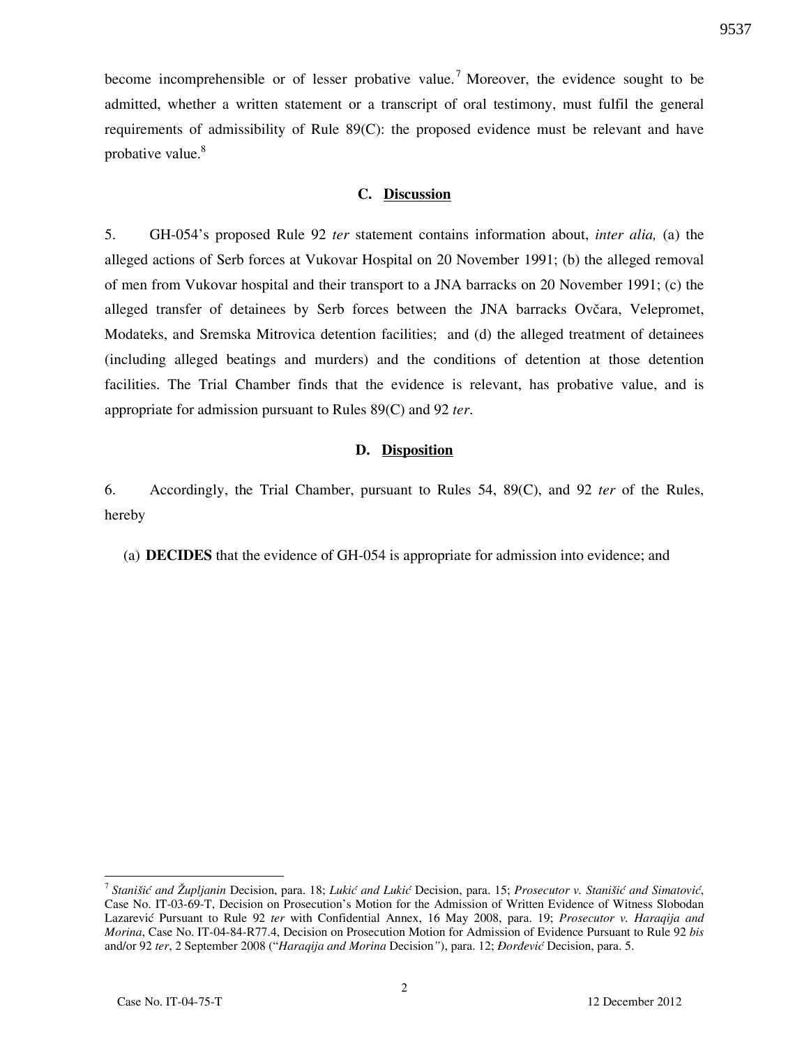become incomprehensible or of lesser probative value.[7] Moreover, the evidence sought to be admitted, whether a written statement or a transcript of oral testimony, must fulfil the general requirements of admissibility of Rule 89(C): the proposed evidence must be relevant and have probative value.[8]

### C. Discussion

5. GH-054's proposed Rule 92 *ter* statement contains information about, *inter alia,* (a) the alleged actions of Serb forces at Vukovar Hospital on 20 November 1991; (b) the alleged removal of men from Vukovar hospital and their transport to a JNA barracks on 20 November 1991; (c) the alleged transfer of detainees by Serb forces between the JNA barracks Ovčara, Velepromet, Modateks, and Sremska Mitrovica detention facilities; and (d) the alleged treatment of detainees (including alleged beatings and murders) and the conditions of detention at those detention facilities. The Trial Chamber finds that the evidence is relevant, has probative value, and is appropriate for admission pursuant to Rules 89(C) and 92 *ter*.

### D. Disposition

6. Accordingly, the Trial Chamber, pursuant to Rules 54, 89(C), and 92 *ter* of the Rules, hereby

(a) **DECIDES** that the evidence of GH-054 is appropriate for admission into evidence; and

---

[7] *Stanišić and Župljanin* Decision, para. 18; *Lukić and Lukić* Decision, para. 15; *Prosecutor v. Stanišić and Simatović*, Case No. IT-03-69-T, Decision on Prosecution's Motion for the Admission of Written Evidence of Witness Slobodan Lazarević Pursuant to Rule 92 *ter* with Confidential Annex, 16 May 2008, para. 19; *Prosecutor v. Haraqija and Morina*, Case No. IT-04-84-R77.4, Decision on Prosecution Motion for Admission of Evidence Pursuant to Rule 92 *bis* and/or 92 *ter*, 2 September 2008 ("*Haraqija and Morina* Decision"), para. 12; *Đorđević* Decision, para. 5.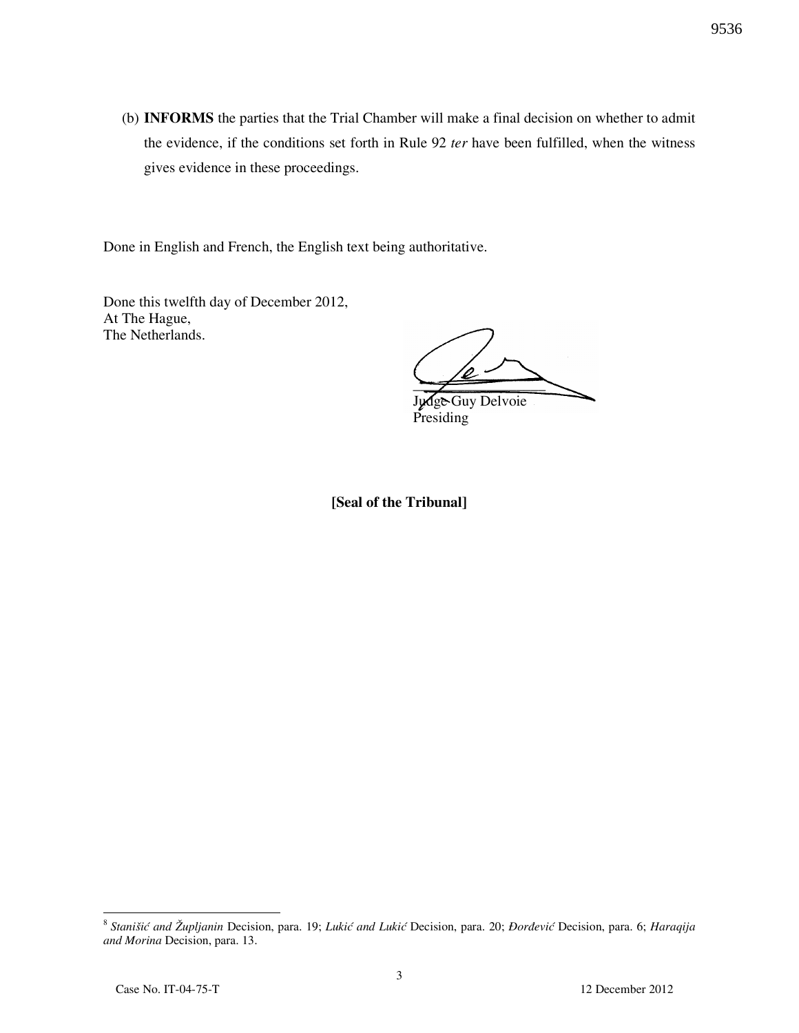(b) **INFORMS** the parties that the Trial Chamber will make a final decision on whether to admit the evidence, if the conditions set forth in Rule 92 *ter* have been fulfilled, when the witness gives evidence in these proceedings.

Done in English and French, the English text being authoritative.

Done this twelfth day of December 2012,
At The Hague,
The Netherlands.

Judge Guy Delvoie
Presiding

**[Seal of the Tribunal]**

---

[8] *Stanišić and Župljanin* Decision, para. 19; *Lukić and Lukić* Decision, para. 20; *Đorđević* Decision, para. 6; *Haraqija and Morina* Decision, para. 13.